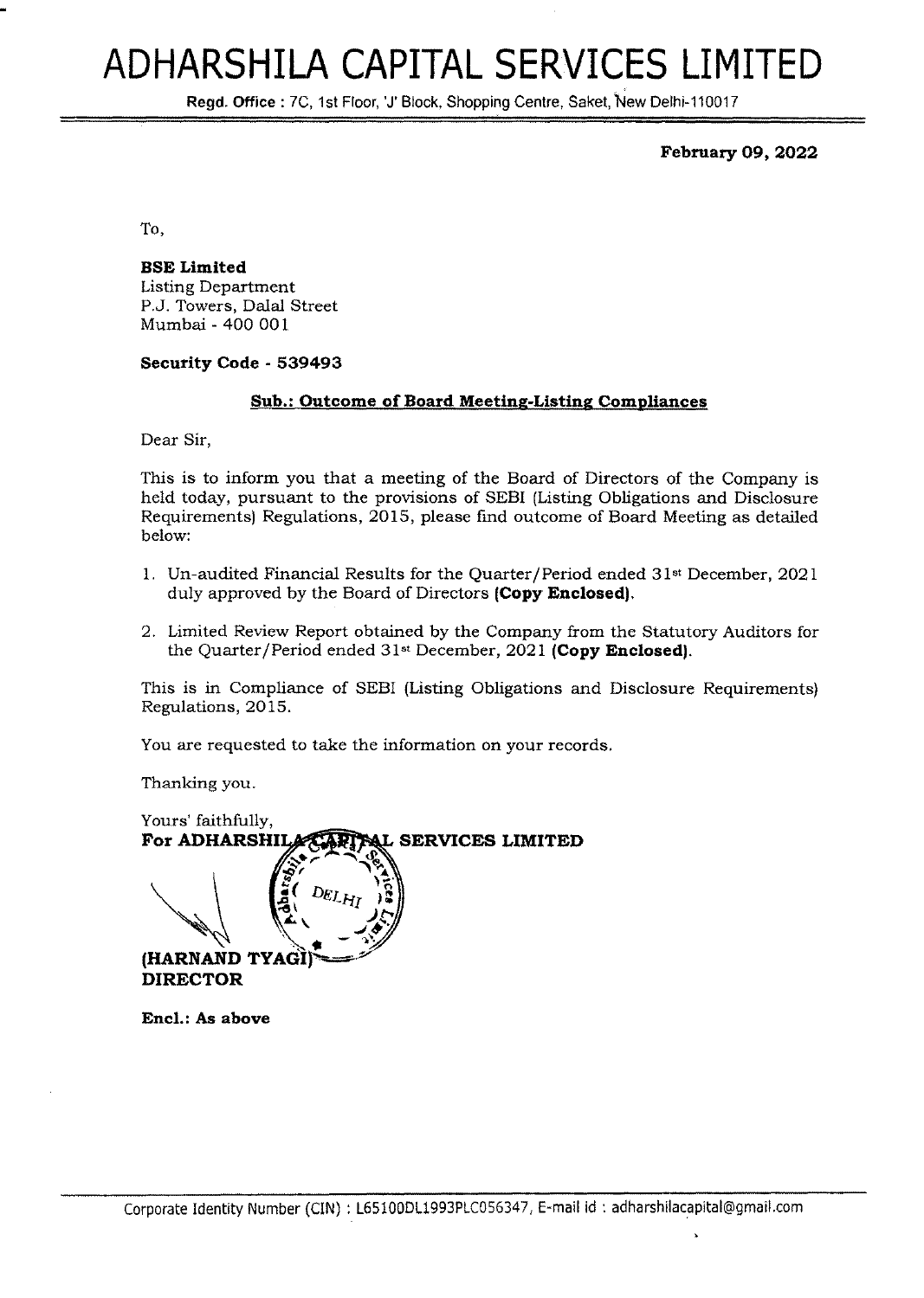# ADHARSHILA CAPITAL SERVICES LIMITED

**Regd. Office** : 7C, 1st Floor, 'J' Block, Shopping Centre, Saket, New Delhi-110017

**February 09, 2022**

To,

**BSE Limited**
Listing Department
P.J. Towers, Dalal Street
Mumbai - 400 001

**Security Code - 539493**

**Sub.: Outcome of Board Meeting-Listing Compliances**

Dear Sir,

This is to inform you that a meeting of the Board of Directors of the Company is held today, pursuant to the provisions of SEBI (Listing Obligations and Disclosure Requirements) Regulations, 2015, please find outcome of Board Meeting as detailed below:

1. Un-audited Financial Results for the Quarter/Period ended 31st December, 2021 duly approved by the Board of Directors **(Copy Enclosed)**.
2. Limited Review Report obtained by the Company from the Statutory Auditors for the Quarter/Period ended 31st December, 2021 **(Copy Enclosed)**.

This is in Compliance of SEBI (Listing Obligations and Disclosure Requirements) Regulations, 2015.

You are requested to take the information on your records.

Thanking you.

Yours' faithfully,
**For ADHARSHILA CAPITAL SERVICES LIMITED**

**(HARNAND TYAGI)**
**DIRECTOR**

**Encl.: As above**

Corporate Identity Number (CIN) : L65100DL1993PLC056347, E-mail id : adharshilacapital@gmail.com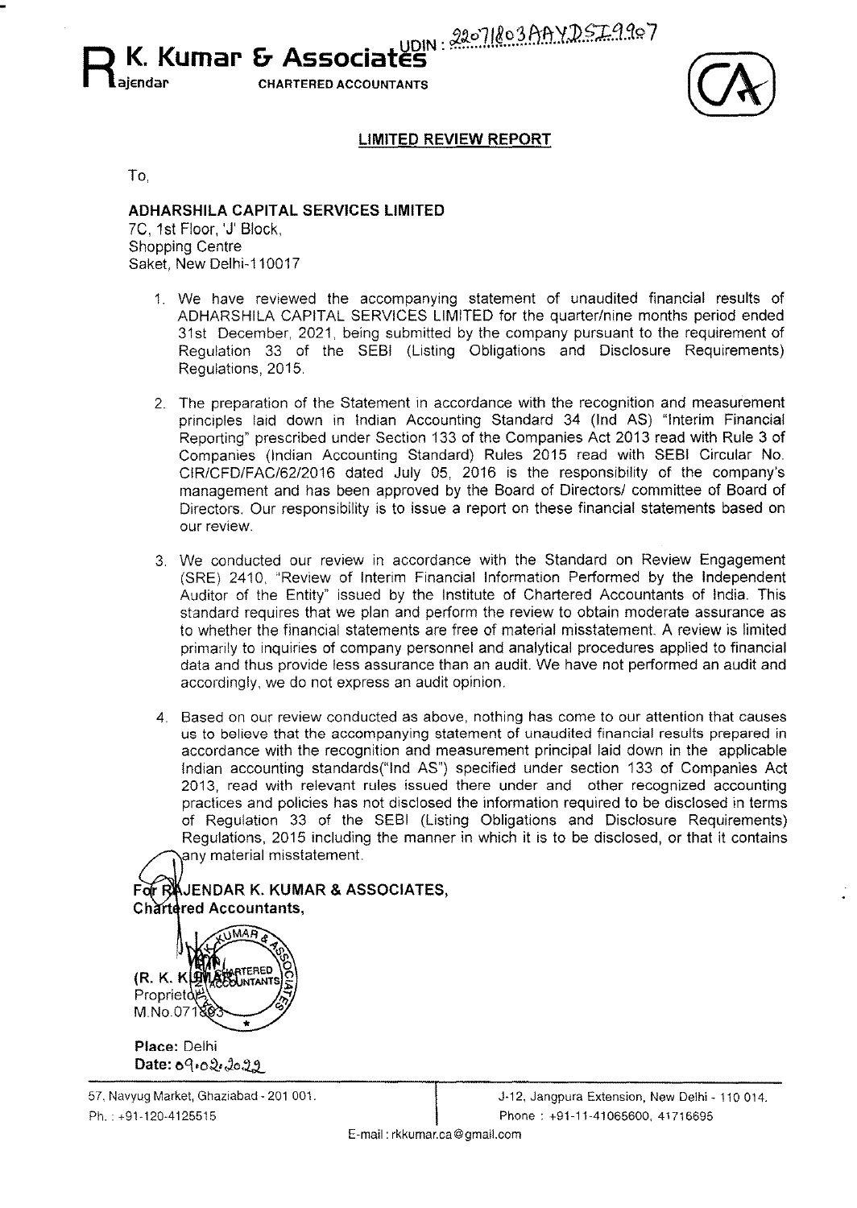UDIN : 22071803AAYDSI9907

# Rajendar K. Kumar & Associates

CHARTERED ACCOUNTANTS

## LIMITED REVIEW REPORT

To,

**ADHARSHILA CAPITAL SERVICES LIMITED**
7C, 1st Floor, 'J' Block,
Shopping Centre
Saket, New Delhi-110017

1. We have reviewed the accompanying statement of unaudited financial results of ADHARSHILA CAPITAL SERVICES LIMITED for the quarter/nine months period ended 31st December, 2021, being submitted by the company pursuant to the requirement of Regulation 33 of the SEBI (Listing Obligations and Disclosure Requirements) Regulations, 2015.

2. The preparation of the Statement in accordance with the recognition and measurement principles laid down in Indian Accounting Standard 34 (Ind AS) "Interim Financial Reporting" prescribed under Section 133 of the Companies Act 2013 read with Rule 3 of Companies (Indian Accounting Standard) Rules 2015 read with SEBI Circular No. CIR/CFD/FAC/62/2016 dated July 05, 2016 is the responsibility of the company's management and has been approved by the Board of Directors/ committee of Board of Directors. Our responsibility is to issue a report on these financial statements based on our review.

3. We conducted our review in accordance with the Standard on Review Engagement (SRE) 2410, "Review of Interim Financial Information Performed by the Independent Auditor of the Entity" issued by the Institute of Chartered Accountants of India. This standard requires that we plan and perform the review to obtain moderate assurance as to whether the financial statements are free of material misstatement. A review is limited primarily to inquiries of company personnel and analytical procedures applied to financial data and thus provide less assurance than an audit. We have not performed an audit and accordingly, we do not express an audit opinion.

4. Based on our review conducted as above, nothing has come to our attention that causes us to believe that the accompanying statement of unaudited financial results prepared in accordance with the recognition and measurement principal laid down in the applicable Indian accounting standards("Ind AS") specified under section 133 of Companies Act 2013, read with relevant rules issued there under and other recognized accounting practices and policies has not disclosed the information required to be disclosed in terms of Regulation 33 of the SEBI (Listing Obligations and Disclosure Requirements) Regulations, 2015 including the manner in which it is to be disclosed, or that it contains any material misstatement.

**For RAJENDAR K. KUMAR & ASSOCIATES,**
**Chartered Accountants,**

(R. K. KUMAR)
Proprietor
M.No.071803

**Place:** Delhi
**Date:** 09.02.2022

57, Navyug Market, Ghaziabad - 201 001.
Ph. : +91-120-4125515

J-12, Jangpura Extension, New Delhi - 110 014.
Phone : +91-11-41065600, 41716695

E-mail : rkkumar.ca@gmail.com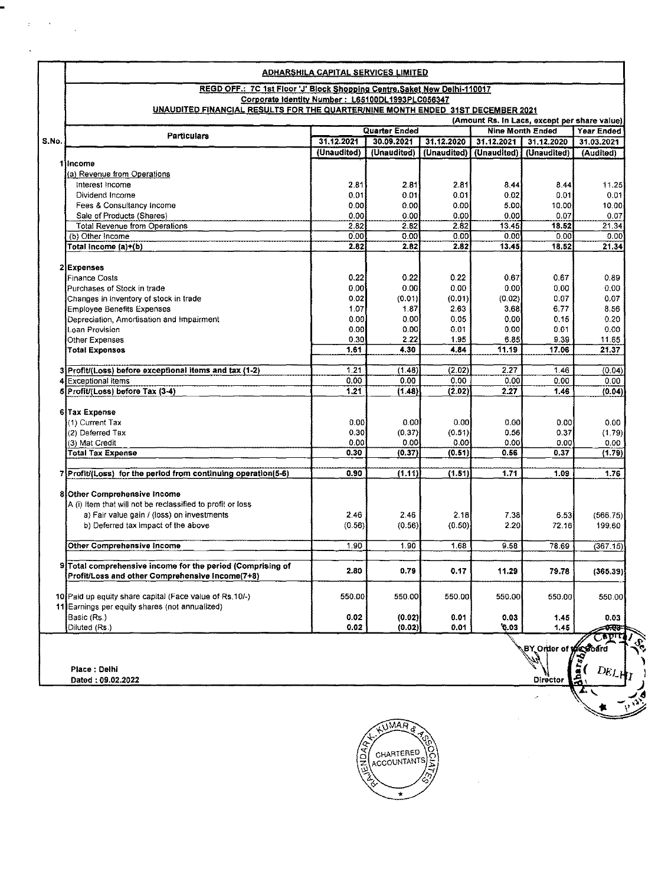## ADHARSHILA CAPITAL SERVICES LIMITED

**REGD OFF.: 7C 1st Floor 'J' Block Shopping Centre,Saket New Delhi-110017**

**Corporate Identity Number : L65100DL1993PLC056347**

**UNAUDITED FINANCIAL RESULTS FOR THE QUARTER/NINE MONTH ENDED 31ST DECEMBER 2021**

(Amount Rs. In Lacs, except per share value)

| S.No. | Particulars | Quarter Ended | | | Nine Month Ended | | Year Ended |
|---|---|---|---|---|---|---|---|
| | | 31.12.2021 | 30.09.2021 | 31.12.2020 | 31.12.2021 | 31.12.2020 | 31.03.2021 |
| | | (Unaudited) | (Unaudited) | (Unaudited) | (Unaudited) | (Unaudited) | (Audited) |
| 1 | **Income** | | | | | | |
| | (a) Revenue from Operations | | | | | | |
| | Interest Income | 2.81 | 2.81 | 2.81 | 8.44 | 8.44 | 11.25 |
| | Dividend Income | 0.01 | 0.01 | 0.01 | 0.02 | 0.01 | 0.01 |
| | Fees & Consultancy Income | 0.00 | 0.00 | 0.00 | 5.00 | 10.00 | 10.00 |
| | Sale of Products (Shares) | 0.00 | 0.00 | 0.00 | 0.00 | 0.07 | 0.07 |
| | Total Revenue from Operations | 2.82 | 2.82 | 2.82 | 13.45 | 18.52 | 21.34 |
| | (b) Other Income | 0.00 | 0.00 | 0.00 | 0.00 | 0.00 | 0.00 |
| | **Total Income (a)+(b)** | **2.82** | **2.82** | **2.82** | **13.45** | **18.52** | **21.34** |
| 2 | **Expenses** | | | | | | |
| | Finance Costs | 0.22 | 0.22 | 0.22 | 0.67 | 0.67 | 0.89 |
| | Purchases of Stock in trade | 0.00 | 0.00 | 0.00 | 0.00 | 0.00 | 0.00 |
| | Changes in inventory of stock in trade | 0.02 | (0.01) | (0.01) | (0.02) | 0.07 | 0.07 |
| | Employee Benefits Expenses | 1.07 | 1.87 | 2.63 | 3.68 | 6.77 | 8.56 |
| | Depreciation, Amortisation and Impairment | 0.00 | 0.00 | 0.05 | 0.00 | 0.15 | 0.20 |
| | Loan Provision | 0.00 | 0.00 | 0.01 | 0.00 | 0.01 | 0.00 |
| | Other Expenses | 0.30 | 2.22 | 1.95 | 6.85 | 9.39 | 11.65 |
| | **Total Expenses** | **1.61** | **4.30** | **4.84** | **11.19** | **17.06** | **21.37** |
| 3 | **Profit/(Loss) before exceptional items and tax (1-2)** | **1.21** | **(1.48)** | **(2.02)** | **2.27** | **1.46** | **(0.04)** |
| 4 | Exceptional items | 0.00 | 0.00 | 0.00 | 0.00 | 0.00 | 0.00 |
| 5 | **Profit/(Loss) before Tax (3-4)** | **1.21** | **(1.48)** | **(2.02)** | **2.27** | **1.46** | **(0.04)** |
| 6 | **Tax Expense** | | | | | | |
| | (1) Current Tax | 0.00 | 0.00 | 0.00 | 0.00 | 0.00 | 0.00 |
| | (2) Deferred Tax | 0.30 | (0.37) | (0.51) | 0.56 | 0.37 | (1.79) |
| | (3) Mat Credit | 0.00 | 0.00 | 0.00 | 0.00 | 0.00 | 0.00 |
| | **Total Tax Expense** | **0.30** | **(0.37)** | **(0.51)** | **0.56** | **0.37** | **(1.79)** |
| 7 | **Profit/(Loss) for the period from continuing operation(5-6)** | **0.90** | **(1.11)** | **(1.51)** | **1.71** | **1.09** | **1.76** |
| 8 | **Other Comprehensive Income** | | | | | | |
| | A (i) Item that will not be reclassified to profit or loss | | | | | | |
| | a) Fair value gain / (loss) on investments | 2.46 | 2.46 | 2.18 | 7.38 | 6.53 | (566.75) |
| | b) Deferred tax impact of the above | (0.56) | (0.56) | (0.50) | 2.20 | 72.16 | 199.60 |
| | **Other Comprehensive Income** | 1.90 | 1.90 | 1.68 | 9.58 | 78.69 | (367.15) |
| 9 | **Total comprehensive income for the period (Comprising of Profit/Loss and other Comprehensive Income(7+8)** | 2.80 | 0.79 | 0.17 | 11.29 | 79.78 | (365.39) |
| 10 | Paid up equity share capital (Face value of Rs.10/-) | 550.00 | 550.00 | 550.00 | 550.00 | 550.00 | 550.00 |
| 11 | Earnings per equity shares (not annualized) | | | | | | |
| | Basic (Rs.) | **0.02** | **(0.02)** | **0.01** | **0.03** | **1.45** | **0.03** |
| | Diluted (Rs.) | **0.02** | **(0.02)** | **0.01** | **0.03** | **1.45** | **0.03** |

**Place : Delhi**

**Dated : 09.02.2022**

BY Order of the Board

Director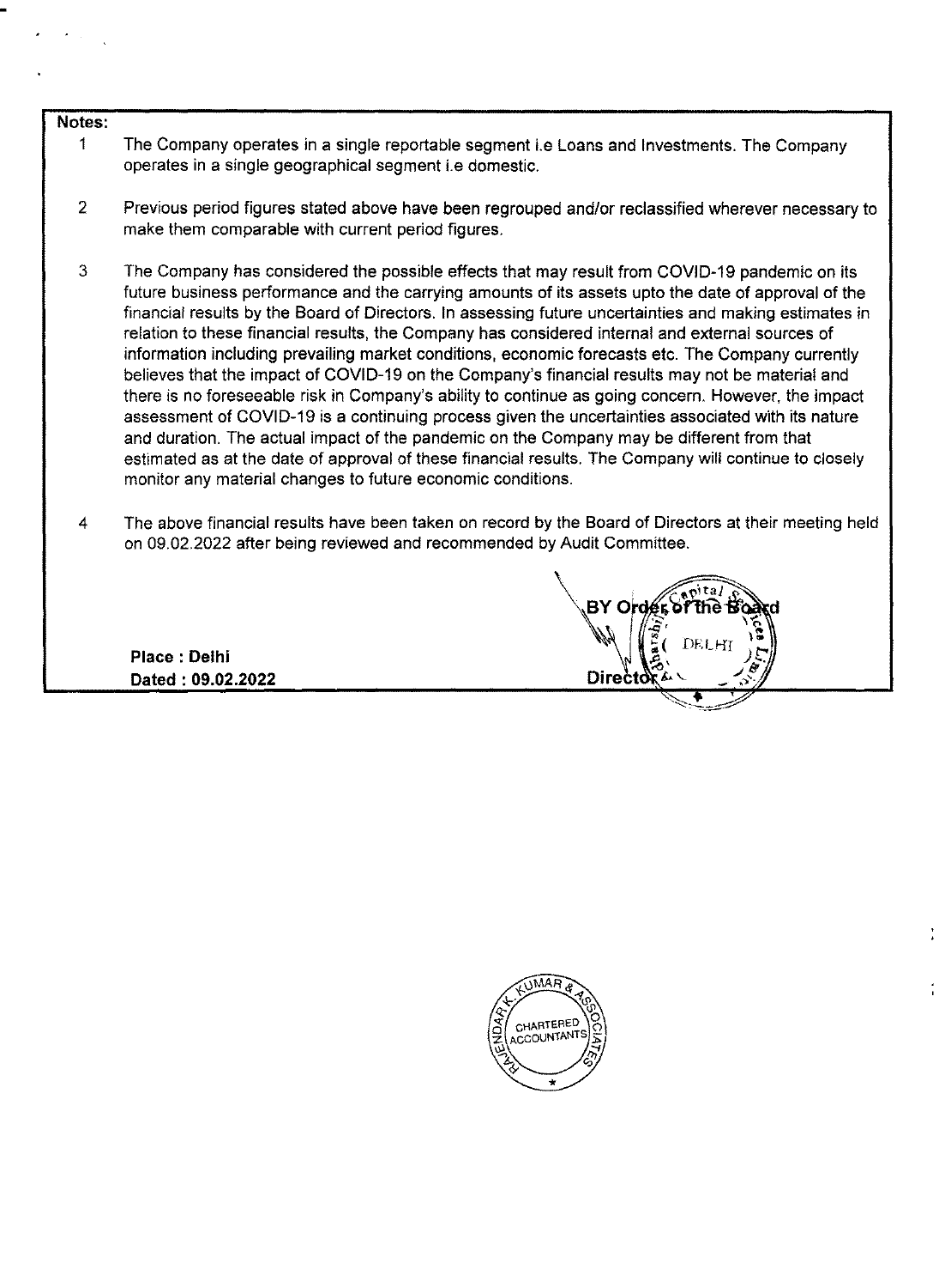**Notes:**

1. The Company operates in a single reportable segment i.e Loans and Investments. The Company operates in a single geographical segment i.e domestic.

2. Previous period figures stated above have been regrouped and/or reclassified wherever necessary to make them comparable with current period figures.

3. The Company has considered the possible effects that may result from COVID-19 pandemic on its future business performance and the carrying amounts of its assets upto the date of approval of the financial results by the Board of Directors. In assessing future uncertainties and making estimates in relation to these financial results, the Company has considered internal and external sources of information including prevailing market conditions, economic forecasts etc. The Company currently believes that the impact of COVID-19 on the Company's financial results may not be material and there is no foreseeable risk in Company's ability to continue as going concern. However, the impact assessment of COVID-19 is a continuing process given the uncertainties associated with its nature and duration. The actual impact of the pandemic on the Company may be different from that estimated as at the date of approval of these financial results. The Company will continue to closely monitor any material changes to future economic conditions.

4. The above financial results have been taken on record by the Board of Directors at their meeting held on 09.02.2022 after being reviewed and recommended by Audit Committee.

**Place : Delhi**
**Dated : 09.02.2022**

BY Order of the Board

Director